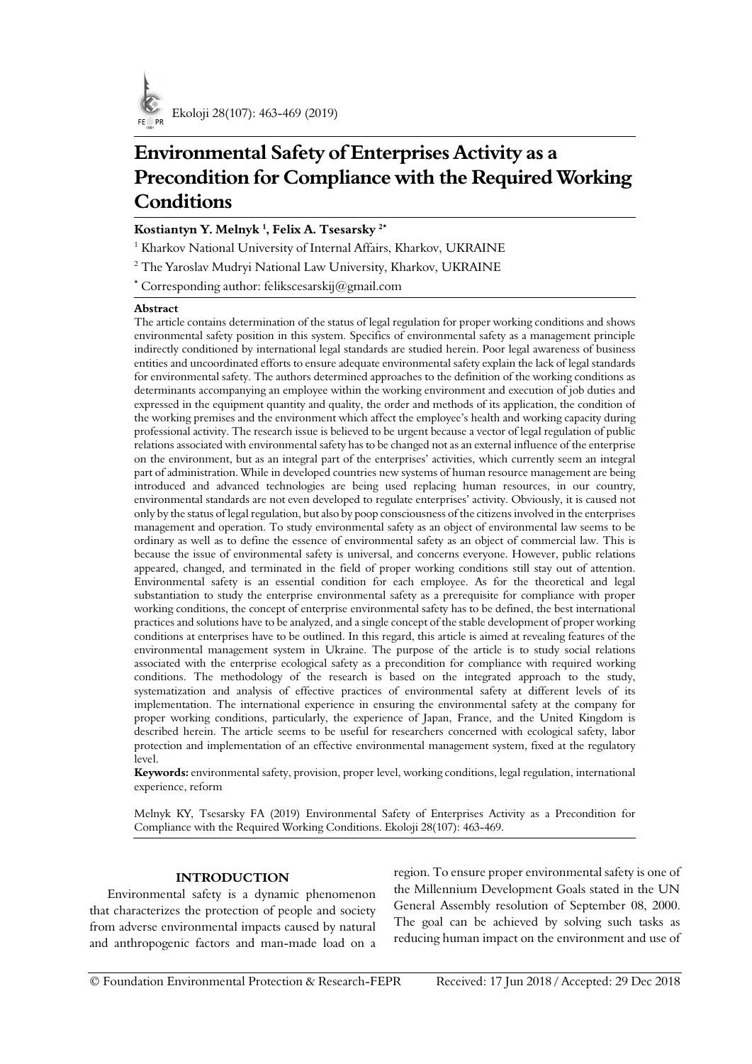# Environmental Safety of Enterprises Activity as a Precondition for Compliance with the Required Working Conditions

**Kostiantyn Y. Melnyk [1], Felix A. Tsesarsky [2*]**

[1] Kharkov National University of Internal Affairs, Kharkov, UKRAINE

[2] The Yaroslav Mudryi National Law University, Kharkov, UKRAINE

[*] Corresponding author: felikscesarskij@gmail.com

## Abstract

The article contains determination of the status of legal regulation for proper working conditions and shows environmental safety position in this system. Specifics of environmental safety as a management principle indirectly conditioned by international legal standards are studied herein. Poor legal awareness of business entities and uncoordinated efforts to ensure adequate environmental safety explain the lack of legal standards for environmental safety. The authors determined approaches to the definition of the working conditions as determinants accompanying an employee within the working environment and execution of job duties and expressed in the equipment quantity and quality, the order and methods of its application, the condition of the working premises and the environment which affect the employee's health and working capacity during professional activity. The research issue is believed to be urgent because a vector of legal regulation of public relations associated with environmental safety has to be changed not as an external influence of the enterprise on the environment, but as an integral part of the enterprises' activities, which currently seem an integral part of administration. While in developed countries new systems of human resource management are being introduced and advanced technologies are being used replacing human resources, in our country, environmental standards are not even developed to regulate enterprises' activity. Obviously, it is caused not only by the status of legal regulation, but also by poop consciousness of the citizens involved in the enterprises management and operation. To study environmental safety as an object of environmental law seems to be ordinary as well as to define the essence of environmental safety as an object of commercial law. This is because the issue of environmental safety is universal, and concerns everyone. However, public relations appeared, changed, and terminated in the field of proper working conditions still stay out of attention. Environmental safety is an essential condition for each employee. As for the theoretical and legal substantiation to study the enterprise environmental safety as a prerequisite for compliance with proper working conditions, the concept of enterprise environmental safety has to be defined, the best international practices and solutions have to be analyzed, and a single concept of the stable development of proper working conditions at enterprises have to be outlined. In this regard, this article is aimed at revealing features of the environmental management system in Ukraine. The purpose of the article is to study social relations associated with the enterprise ecological safety as a precondition for compliance with required working conditions. The methodology of the research is based on the integrated approach to the study, systematization and analysis of effective practices of environmental safety at different levels of its implementation. The international experience in ensuring the environmental safety at the company for proper working conditions, particularly, the experience of Japan, France, and the United Kingdom is described herein. The article seems to be useful for researchers concerned with ecological safety, labor protection and implementation of an effective environmental management system, fixed at the regulatory level.

**Keywords:** environmental safety, provision, proper level, working conditions, legal regulation, international experience, reform

Melnyk KY, Tsesarsky FA (2019) Environmental Safety of Enterprises Activity as a Precondition for Compliance with the Required Working Conditions. Ekoloji 28(107): 463-469.

## INTRODUCTION

Environmental safety is a dynamic phenomenon that characterizes the protection of people and society from adverse environmental impacts caused by natural and anthropogenic factors and man-made load on a region. To ensure proper environmental safety is one of the Millennium Development Goals stated in the UN General Assembly resolution of September 08, 2000. The goal can be achieved by solving such tasks as reducing human impact on the environment and use of

© Foundation Environmental Protection & Research-FEPR Received: 17 Jun 2018 / Accepted: 29 Dec 2018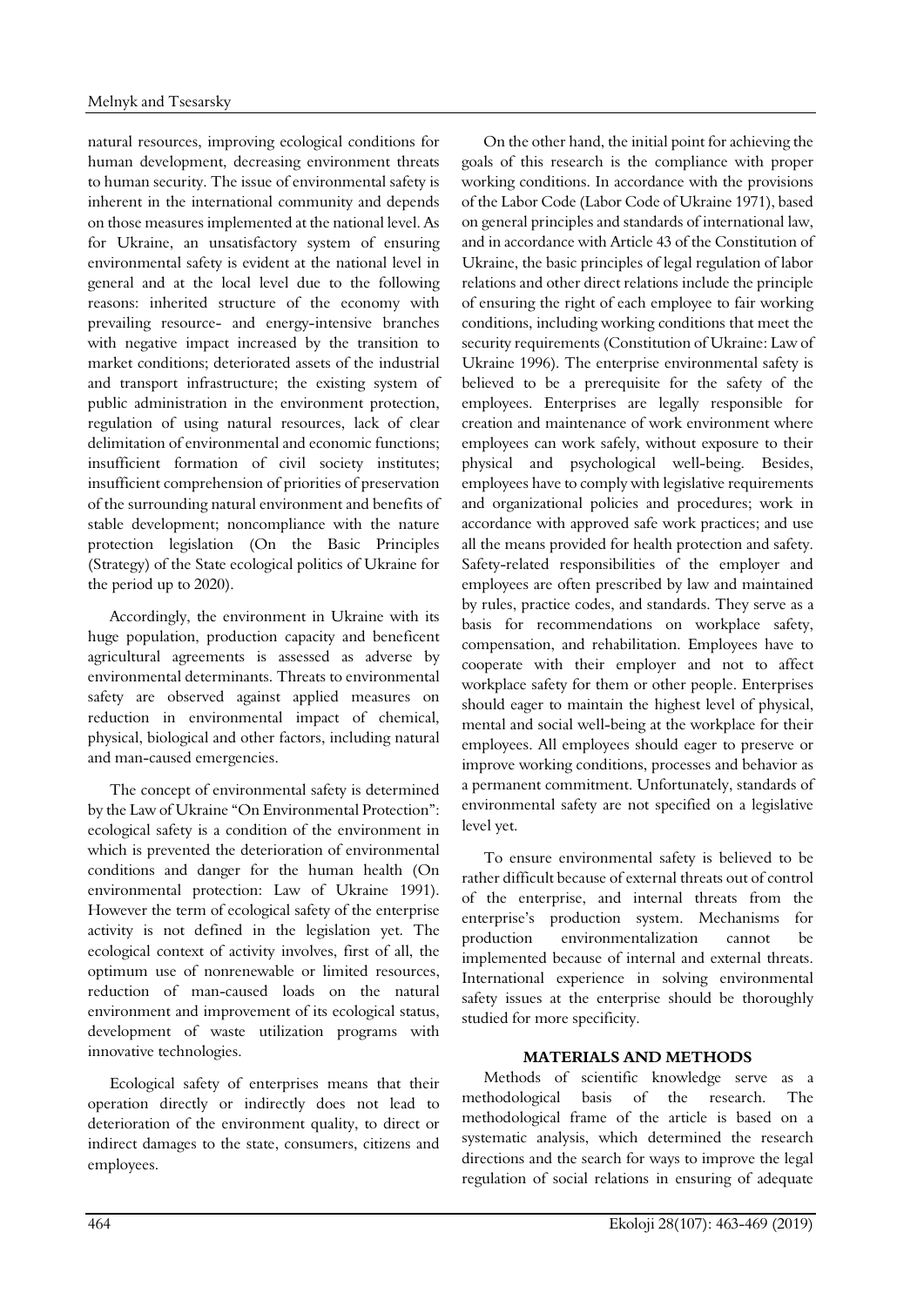natural resources, improving ecological conditions for human development, decreasing environment threats to human security. The issue of environmental safety is inherent in the international community and depends on those measures implemented at the national level. As for Ukraine, an unsatisfactory system of ensuring environmental safety is evident at the national level in general and at the local level due to the following reasons: inherited structure of the economy with prevailing resource- and energy-intensive branches with negative impact increased by the transition to market conditions; deteriorated assets of the industrial and transport infrastructure; the existing system of public administration in the environment protection, regulation of using natural resources, lack of clear delimitation of environmental and economic functions; insufficient formation of civil society institutes; insufficient comprehension of priorities of preservation of the surrounding natural environment and benefits of stable development; noncompliance with the nature protection legislation (On the Basic Principles (Strategy) of the State ecological politics of Ukraine for the period up to 2020).

Accordingly, the environment in Ukraine with its huge population, production capacity and beneficent agricultural agreements is assessed as adverse by environmental determinants. Threats to environmental safety are observed against applied measures on reduction in environmental impact of chemical, physical, biological and other factors, including natural and man-caused emergencies.

The concept of environmental safety is determined by the Law of Ukraine "On Environmental Protection": ecological safety is a condition of the environment in which is prevented the deterioration of environmental conditions and danger for the human health (On environmental protection: Law of Ukraine 1991). However the term of ecological safety of the enterprise activity is not defined in the legislation yet. The ecological context of activity involves, first of all, the optimum use of nonrenewable or limited resources, reduction of man-caused loads on the natural environment and improvement of its ecological status, development of waste utilization programs with innovative technologies.

Ecological safety of enterprises means that their operation directly or indirectly does not lead to deterioration of the environment quality, to direct or indirect damages to the state, consumers, citizens and employees.

On the other hand, the initial point for achieving the goals of this research is the compliance with proper working conditions. In accordance with the provisions of the Labor Code (Labor Code of Ukraine 1971), based on general principles and standards of international law, and in accordance with Article 43 of the Constitution of Ukraine, the basic principles of legal regulation of labor relations and other direct relations include the principle of ensuring the right of each employee to fair working conditions, including working conditions that meet the security requirements (Constitution of Ukraine: Law of Ukraine 1996). The enterprise environmental safety is believed to be a prerequisite for the safety of the employees. Enterprises are legally responsible for creation and maintenance of work environment where employees can work safely, without exposure to their physical and psychological well-being. Besides, employees have to comply with legislative requirements and organizational policies and procedures; work in accordance with approved safe work practices; and use all the means provided for health protection and safety. Safety-related responsibilities of the employer and employees are often prescribed by law and maintained by rules, practice codes, and standards. They serve as a basis for recommendations on workplace safety, compensation, and rehabilitation. Employees have to cooperate with their employer and not to affect workplace safety for them or other people. Enterprises should eager to maintain the highest level of physical, mental and social well-being at the workplace for their employees. All employees should eager to preserve or improve working conditions, processes and behavior as a permanent commitment. Unfortunately, standards of environmental safety are not specified on a legislative level yet.

To ensure environmental safety is believed to be rather difficult because of external threats out of control of the enterprise, and internal threats from the enterprise's production system. Mechanisms for production environmentalization cannot be implemented because of internal and external threats. International experience in solving environmental safety issues at the enterprise should be thoroughly studied for more specificity.

## MATERIALS AND METHODS

Methods of scientific knowledge serve as a methodological basis of the research. The methodological frame of the article is based on a systematic analysis, which determined the research directions and the search for ways to improve the legal regulation of social relations in ensuring of adequate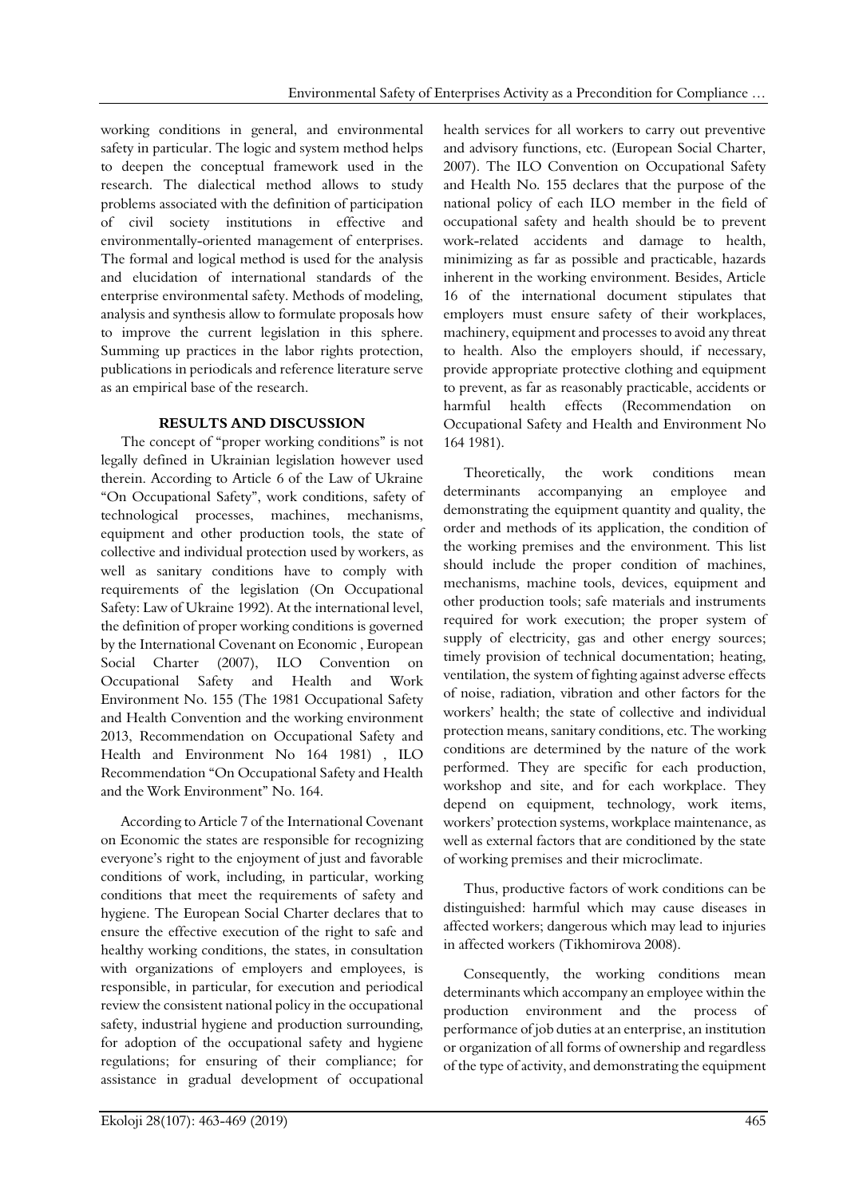working conditions in general, and environmental safety in particular. The logic and system method helps to deepen the conceptual framework used in the research. The dialectical method allows to study problems associated with the definition of participation of civil society institutions in effective and environmentally-oriented management of enterprises. The formal and logical method is used for the analysis and elucidation of international standards of the enterprise environmental safety. Methods of modeling, analysis and synthesis allow to formulate proposals how to improve the current legislation in this sphere. Summing up practices in the labor rights protection, publications in periodicals and reference literature serve as an empirical base of the research.

## RESULTS AND DISCUSSION

The concept of "proper working conditions" is not legally defined in Ukrainian legislation however used therein. According to Article 6 of the Law of Ukraine "On Occupational Safety", work conditions, safety of technological processes, machines, mechanisms, equipment and other production tools, the state of collective and individual protection used by workers, as well as sanitary conditions have to comply with requirements of the legislation (On Occupational Safety: Law of Ukraine 1992). At the international level, the definition of proper working conditions is governed by the International Covenant on Economic , European Social Charter (2007), ILO Convention on Occupational Safety and Health and Work Environment No. 155 (The 1981 Occupational Safety and Health Convention and the working environment 2013, Recommendation on Occupational Safety and Health and Environment No 164 1981) , ILO Recommendation "On Occupational Safety and Health and the Work Environment" No. 164.

According to Article 7 of the International Covenant on Economic the states are responsible for recognizing everyone's right to the enjoyment of just and favorable conditions of work, including, in particular, working conditions that meet the requirements of safety and hygiene. The European Social Charter declares that to ensure the effective execution of the right to safe and healthy working conditions, the states, in consultation with organizations of employers and employees, is responsible, in particular, for execution and periodical review the consistent national policy in the occupational safety, industrial hygiene and production surrounding, for adoption of the occupational safety and hygiene regulations; for ensuring of their compliance; for assistance in gradual development of occupational health services for all workers to carry out preventive and advisory functions, etc. (European Social Charter, 2007). The ILO Convention on Occupational Safety and Health No. 155 declares that the purpose of the national policy of each ILO member in the field of occupational safety and health should be to prevent work-related accidents and damage to health, minimizing as far as possible and practicable, hazards inherent in the working environment. Besides, Article 16 of the international document stipulates that employers must ensure safety of their workplaces, machinery, equipment and processes to avoid any threat to health. Also the employers should, if necessary, provide appropriate protective clothing and equipment to prevent, as far as reasonably practicable, accidents or harmful health effects (Recommendation on Occupational Safety and Health and Environment No 164 1981).

Theoretically, the work conditions mean determinants accompanying an employee and demonstrating the equipment quantity and quality, the order and methods of its application, the condition of the working premises and the environment. This list should include the proper condition of machines, mechanisms, machine tools, devices, equipment and other production tools; safe materials and instruments required for work execution; the proper system of supply of electricity, gas and other energy sources; timely provision of technical documentation; heating, ventilation, the system of fighting against adverse effects of noise, radiation, vibration and other factors for the workers' health; the state of collective and individual protection means, sanitary conditions, etc. The working conditions are determined by the nature of the work performed. They are specific for each production, workshop and site, and for each workplace. They depend on equipment, technology, work items, workers' protection systems, workplace maintenance, as well as external factors that are conditioned by the state of working premises and their microclimate.

Thus, productive factors of work conditions can be distinguished: harmful which may cause diseases in affected workers; dangerous which may lead to injuries in affected workers (Tikhomirova 2008).

Consequently, the working conditions mean determinants which accompany an employee within the production environment and the process of performance of job duties at an enterprise, an institution or organization of all forms of ownership and regardless of the type of activity, and demonstrating the equipment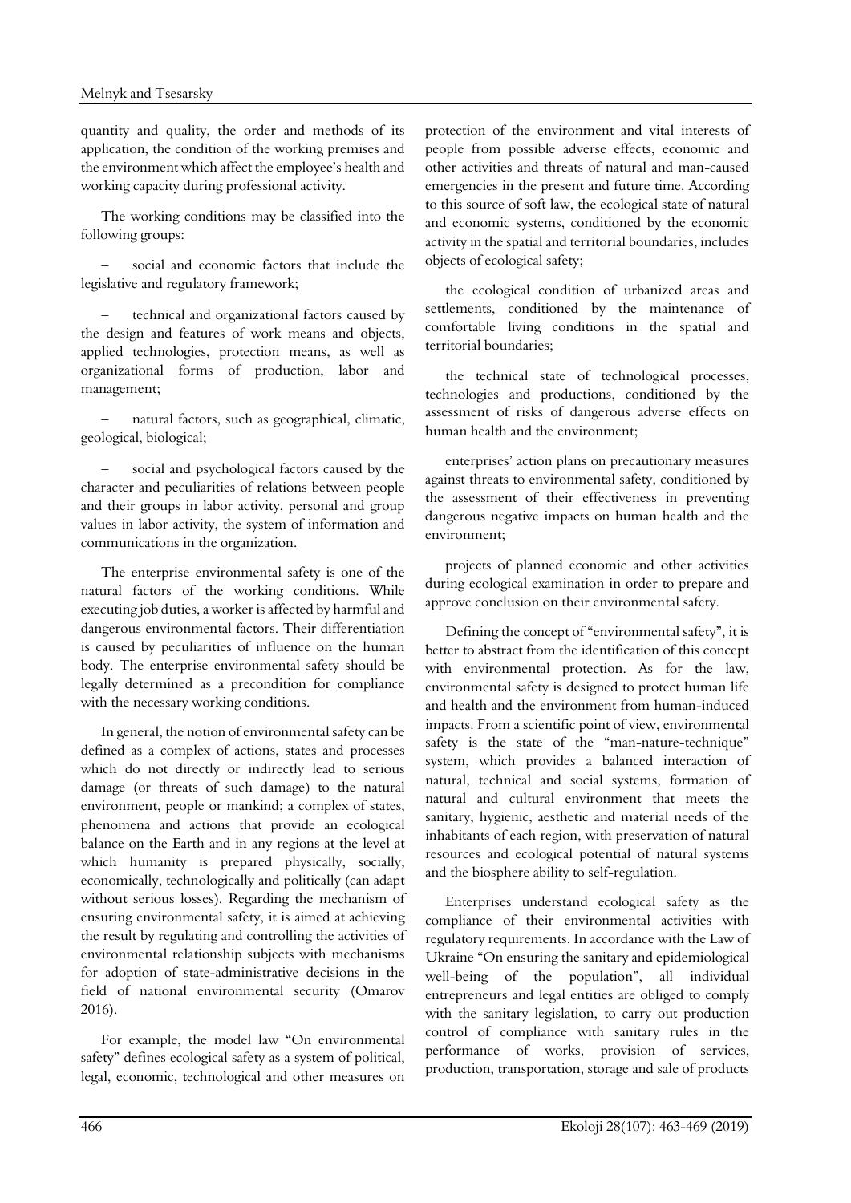quantity and quality, the order and methods of its application, the condition of the working premises and the environment which affect the employee's health and working capacity during professional activity.

The working conditions may be classified into the following groups:

– social and economic factors that include the legislative and regulatory framework;

– technical and organizational factors caused by the design and features of work means and objects, applied technologies, protection means, as well as organizational forms of production, labor and management;

– natural factors, such as geographical, climatic, geological, biological;

– social and psychological factors caused by the character and peculiarities of relations between people and their groups in labor activity, personal and group values in labor activity, the system of information and communications in the organization.

The enterprise environmental safety is one of the natural factors of the working conditions. While executing job duties, a worker is affected by harmful and dangerous environmental factors. Their differentiation is caused by peculiarities of influence on the human body. The enterprise environmental safety should be legally determined as a precondition for compliance with the necessary working conditions.

In general, the notion of environmental safety can be defined as a complex of actions, states and processes which do not directly or indirectly lead to serious damage (or threats of such damage) to the natural environment, people or mankind; a complex of states, phenomena and actions that provide an ecological balance on the Earth and in any regions at the level at which humanity is prepared physically, socially, economically, technologically and politically (can adapt without serious losses). Regarding the mechanism of ensuring environmental safety, it is aimed at achieving the result by regulating and controlling the activities of environmental relationship subjects with mechanisms for adoption of state-administrative decisions in the field of national environmental security (Omarov 2016).

For example, the model law "On environmental safety" defines ecological safety as a system of political, legal, economic, technological and other measures on protection of the environment and vital interests of people from possible adverse effects, economic and other activities and threats of natural and man-caused emergencies in the present and future time. According to this source of soft law, the ecological state of natural and economic systems, conditioned by the economic activity in the spatial and territorial boundaries, includes objects of ecological safety;

the ecological condition of urbanized areas and settlements, conditioned by the maintenance of comfortable living conditions in the spatial and territorial boundaries;

the technical state of technological processes, technologies and productions, conditioned by the assessment of risks of dangerous adverse effects on human health and the environment;

enterprises' action plans on precautionary measures against threats to environmental safety, conditioned by the assessment of their effectiveness in preventing dangerous negative impacts on human health and the environment;

projects of planned economic and other activities during ecological examination in order to prepare and approve conclusion on their environmental safety.

Defining the concept of "environmental safety", it is better to abstract from the identification of this concept with environmental protection. As for the law, environmental safety is designed to protect human life and health and the environment from human-induced impacts. From a scientific point of view, environmental safety is the state of the "man-nature-technique" system, which provides a balanced interaction of natural, technical and social systems, formation of natural and cultural environment that meets the sanitary, hygienic, aesthetic and material needs of the inhabitants of each region, with preservation of natural resources and ecological potential of natural systems and the biosphere ability to self-regulation.

Enterprises understand ecological safety as the compliance of their environmental activities with regulatory requirements. In accordance with the Law of Ukraine "On ensuring the sanitary and epidemiological well-being of the population", all individual entrepreneurs and legal entities are obliged to comply with the sanitary legislation, to carry out production control of compliance with sanitary rules in the performance of works, provision of services, production, transportation, storage and sale of products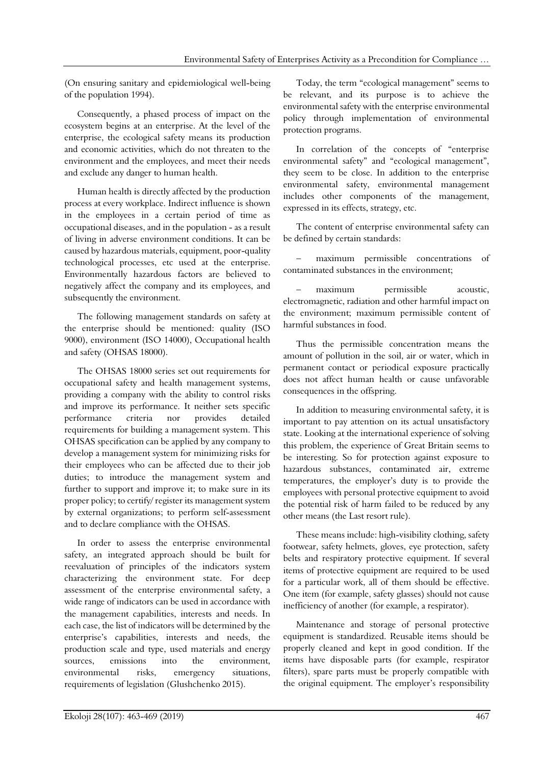(On ensuring sanitary and epidemiological well-being of the population 1994).

Consequently, a phased process of impact on the ecosystem begins at an enterprise. At the level of the enterprise, the ecological safety means its production and economic activities, which do not threaten to the environment and the employees, and meet their needs and exclude any danger to human health.

Human health is directly affected by the production process at every workplace. Indirect influence is shown in the employees in a certain period of time as occupational diseases, and in the population - as a result of living in adverse environment conditions. It can be caused by hazardous materials, equipment, poor-quality technological processes, etc used at the enterprise. Environmentally hazardous factors are believed to negatively affect the company and its employees, and subsequently the environment.

The following management standards on safety at the enterprise should be mentioned: quality (ISO 9000), environment (ISO 14000), Occupational health and safety (OHSAS 18000).

The OHSAS 18000 series set out requirements for occupational safety and health management systems, providing a company with the ability to control risks and improve its performance. It neither sets specific performance criteria nor provides detailed requirements for building a management system. This OHSAS specification can be applied by any company to develop a management system for minimizing risks for their employees who can be affected due to their job duties; to introduce the management system and further to support and improve it; to make sure in its proper policy; to certify/ register its management system by external organizations; to perform self-assessment and to declare compliance with the OHSAS.

In order to assess the enterprise environmental safety, an integrated approach should be built for reevaluation of principles of the indicators system characterizing the environment state. For deep assessment of the enterprise environmental safety, a wide range of indicators can be used in accordance with the management capabilities, interests and needs. In each case, the list of indicators will be determined by the enterprise's capabilities, interests and needs, the production scale and type, used materials and energy sources, emissions into the environment, environmental risks, emergency situations, requirements of legislation (Glushchenko 2015).

Today, the term "ecological management" seems to be relevant, and its purpose is to achieve the environmental safety with the enterprise environmental policy through implementation of environmental protection programs.

In correlation of the concepts of "enterprise environmental safety" and "ecological management", they seem to be close. In addition to the enterprise environmental safety, environmental management includes other components of the management, expressed in its effects, strategy, etc.

The content of enterprise environmental safety can be defined by certain standards:

– maximum permissible concentrations of contaminated substances in the environment;

– maximum permissible acoustic, electromagnetic, radiation and other harmful impact on the environment; maximum permissible content of harmful substances in food.

Thus the permissible concentration means the amount of pollution in the soil, air or water, which in permanent contact or periodical exposure practically does not affect human health or cause unfavorable consequences in the offspring.

In addition to measuring environmental safety, it is important to pay attention on its actual unsatisfactory state. Looking at the international experience of solving this problem, the experience of Great Britain seems to be interesting. So for protection against exposure to hazardous substances, contaminated air, extreme temperatures, the employer's duty is to provide the employees with personal protective equipment to avoid the potential risk of harm failed to be reduced by any other means (the Last resort rule).

These means include: high-visibility clothing, safety footwear, safety helmets, gloves, eye protection, safety belts and respiratory protective equipment. If several items of protective equipment are required to be used for a particular work, all of them should be effective. One item (for example, safety glasses) should not cause inefficiency of another (for example, a respirator).

Maintenance and storage of personal protective equipment is standardized. Reusable items should be properly cleaned and kept in good condition. If the items have disposable parts (for example, respirator filters), spare parts must be properly compatible with the original equipment. The employer's responsibility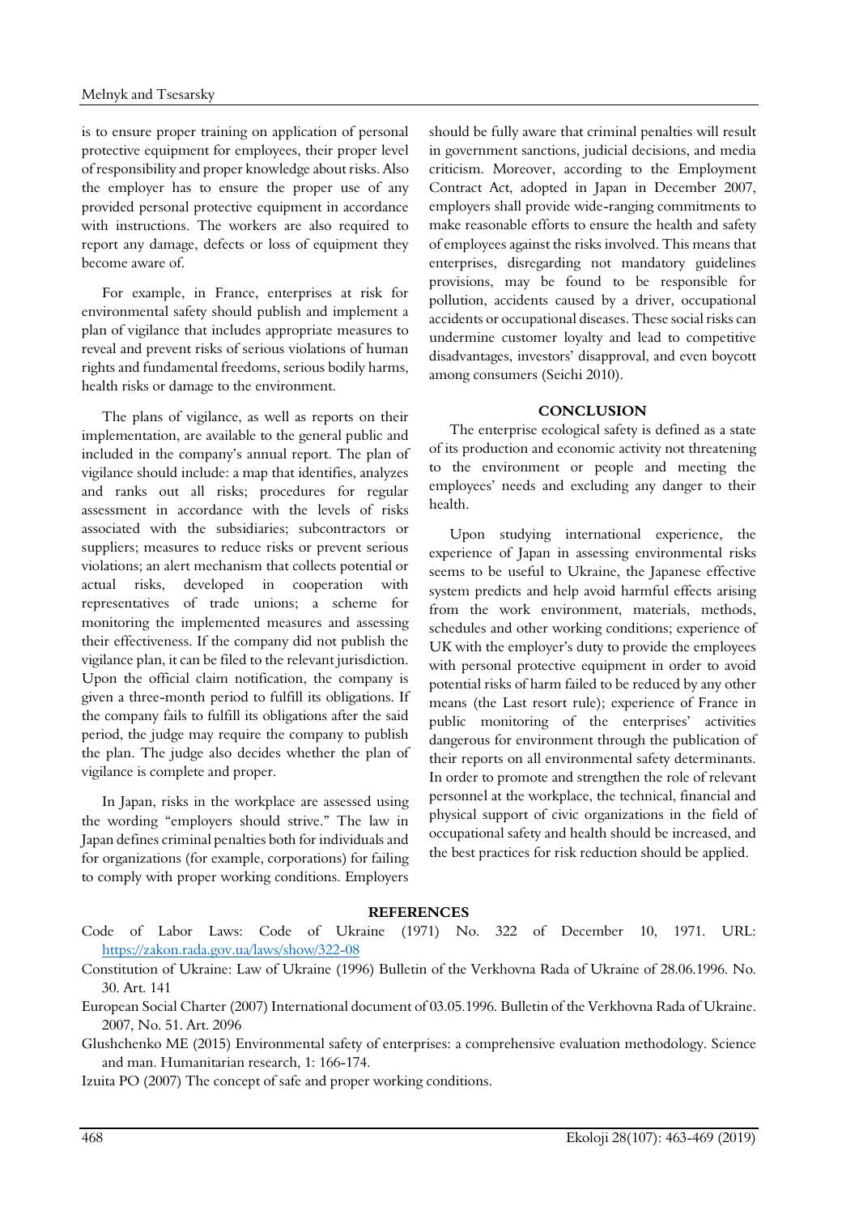is to ensure proper training on application of personal protective equipment for employees, their proper level of responsibility and proper knowledge about risks. Also the employer has to ensure the proper use of any provided personal protective equipment in accordance with instructions. The workers are also required to report any damage, defects or loss of equipment they become aware of.

For example, in France, enterprises at risk for environmental safety should publish and implement a plan of vigilance that includes appropriate measures to reveal and prevent risks of serious violations of human rights and fundamental freedoms, serious bodily harms, health risks or damage to the environment.

The plans of vigilance, as well as reports on their implementation, are available to the general public and included in the company's annual report. The plan of vigilance should include: a map that identifies, analyzes and ranks out all risks; procedures for regular assessment in accordance with the levels of risks associated with the subsidiaries; subcontractors or suppliers; measures to reduce risks or prevent serious violations; an alert mechanism that collects potential or actual risks, developed in cooperation with representatives of trade unions; a scheme for monitoring the implemented measures and assessing their effectiveness. If the company did not publish the vigilance plan, it can be filed to the relevant jurisdiction. Upon the official claim notification, the company is given a three-month period to fulfill its obligations. If the company fails to fulfill its obligations after the said period, the judge may require the company to publish the plan. The judge also decides whether the plan of vigilance is complete and proper.

In Japan, risks in the workplace are assessed using the wording "employers should strive." The law in Japan defines criminal penalties both for individuals and for organizations (for example, corporations) for failing to comply with proper working conditions. Employers should be fully aware that criminal penalties will result in government sanctions, judicial decisions, and media criticism. Moreover, according to the Employment Contract Act, adopted in Japan in December 2007, employers shall provide wide-ranging commitments to make reasonable efforts to ensure the health and safety of employees against the risks involved. This means that enterprises, disregarding not mandatory guidelines provisions, may be found to be responsible for pollution, accidents caused by a driver, occupational accidents or occupational diseases. These social risks can undermine customer loyalty and lead to competitive disadvantages, investors' disapproval, and even boycott among consumers (Seichi 2010).

## CONCLUSION

The enterprise ecological safety is defined as a state of its production and economic activity not threatening to the environment or people and meeting the employees' needs and excluding any danger to their health.

Upon studying international experience, the experience of Japan in assessing environmental risks seems to be useful to Ukraine, the Japanese effective system predicts and help avoid harmful effects arising from the work environment, materials, methods, schedules and other working conditions; experience of UK with the employer's duty to provide the employees with personal protective equipment in order to avoid potential risks of harm failed to be reduced by any other means (the Last resort rule); experience of France in public monitoring of the enterprises' activities dangerous for environment through the publication of their reports on all environmental safety determinants. In order to promote and strengthen the role of relevant personnel at the workplace, the technical, financial and physical support of civic organizations in the field of occupational safety and health should be increased, and the best practices for risk reduction should be applied.

## REFERENCES

Code of Labor Laws: Code of Ukraine (1971) No. 322 of December 10, 1971. URL: https://zakon.rada.gov.ua/laws/show/322-08

Constitution of Ukraine: Law of Ukraine (1996) Bulletin of the Verkhovna Rada of Ukraine of 28.06.1996. No. 30. Art. 141

European Social Charter (2007) International document of 03.05.1996. Bulletin of the Verkhovna Rada of Ukraine. 2007, No. 51. Art. 2096

Glushchenko ME (2015) Environmental safety of enterprises: a comprehensive evaluation methodology. Science and man. Humanitarian research, 1: 166-174.

Izuita PO (2007) The concept of safe and proper working conditions.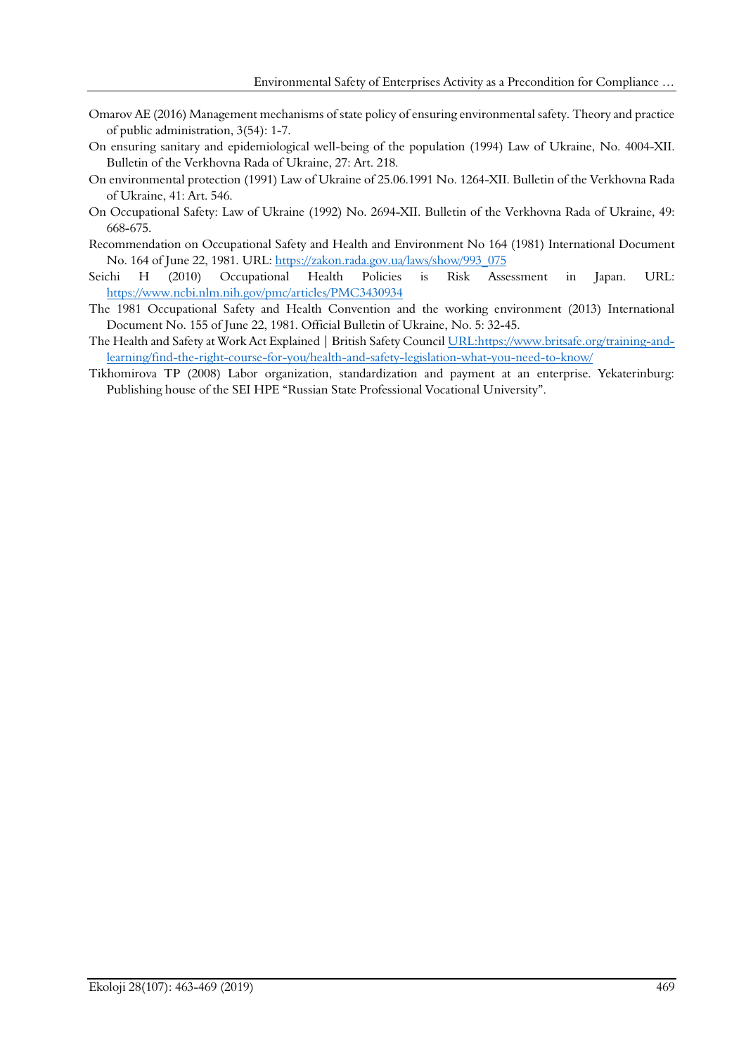Omarov AE (2016) Management mechanisms of state policy of ensuring environmental safety. Theory and practice of public administration, 3(54): 1-7.

On ensuring sanitary and epidemiological well-being of the population (1994) Law of Ukraine, No. 4004-XII. Bulletin of the Verkhovna Rada of Ukraine, 27: Art. 218.

On environmental protection (1991) Law of Ukraine of 25.06.1991 No. 1264-XII. Bulletin of the Verkhovna Rada of Ukraine, 41: Art. 546.

On Occupational Safety: Law of Ukraine (1992) No. 2694-XII. Bulletin of the Verkhovna Rada of Ukraine, 49: 668-675.

Recommendation on Occupational Safety and Health and Environment No 164 (1981) International Document No. 164 of June 22, 1981. URL: https://zakon.rada.gov.ua/laws/show/993_075

Seichi H (2010) Occupational Health Policies is Risk Assessment in Japan. URL: https://www.ncbi.nlm.nih.gov/pmc/articles/PMC3430934

The 1981 Occupational Safety and Health Convention and the working environment (2013) International Document No. 155 of June 22, 1981. Official Bulletin of Ukraine, No. 5: 32-45.

The Health and Safety at Work Act Explained | British Safety Council URL:https://www.britsafe.org/training-and-learning/find-the-right-course-for-you/health-and-safety-legislation-what-you-need-to-know/

Tikhomirova TP (2008) Labor organization, standardization and payment at an enterprise. Yekaterinburg: Publishing house of the SEI HPE "Russian State Professional Vocational University".